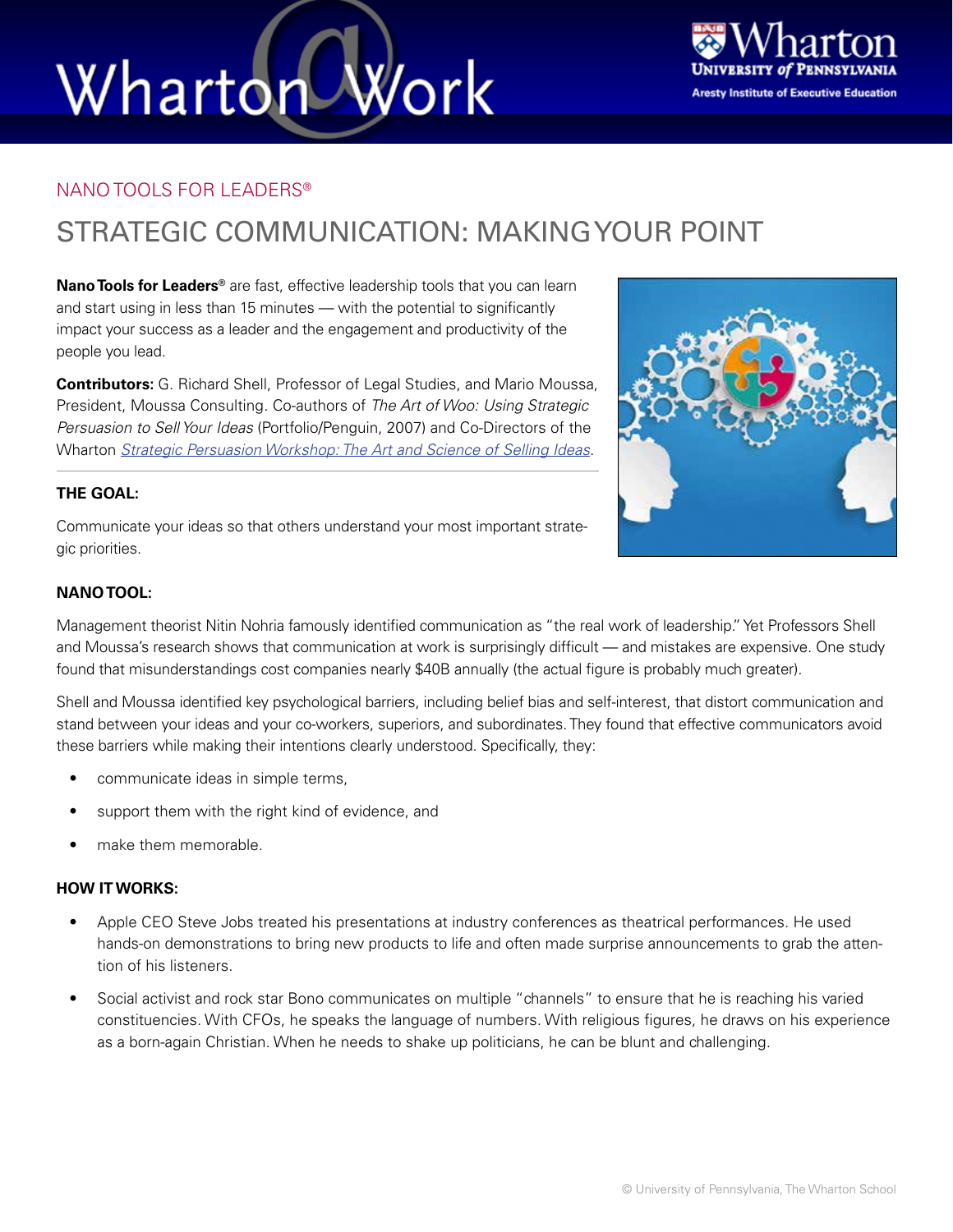NANO TOOLS FOR LEADERS®

# STRATEGIC COMMUNICATION: MAKING YOUR POINT

**Nano Tools for Leaders®** are fast, effective leadership tools that you can learn and start using in less than 15 minutes — with the potential to significantly impact your success as a leader and the engagement and productivity of the people you lead.

**Contributors:** G. Richard Shell, Professor of Legal Studies, and Mario Moussa, President, Moussa Consulting. Co-authors of *The Art of Woo: Using Strategic Persuasion to Sell Your Ideas* (Portfolio/Penguin, 2007) and Co-Directors of the Wharton *Strategic Persuasion Workshop: The Art and Science of Selling Ideas*.

---

### THE GOAL:

Communicate your ideas so that others understand your most important strategic priorities.

### NANO TOOL:

Management theorist Nitin Nohria famously identified communication as "the real work of leadership." Yet Professors Shell and Moussa's research shows that communication at work is surprisingly difficult — and mistakes are expensive. One study found that misunderstandings cost companies nearly $40B annually (the actual figure is probably much greater).

Shell and Moussa identified key psychological barriers, including belief bias and self-interest, that distort communication and stand between your ideas and your co-workers, superiors, and subordinates. They found that effective communicators avoid these barriers while making their intentions clearly understood. Specifically, they:

- communicate ideas in simple terms,
- support them with the right kind of evidence, and
- make them memorable.

### HOW IT WORKS:

- Apple CEO Steve Jobs treated his presentations at industry conferences as theatrical performances. He used hands-on demonstrations to bring new products to life and often made surprise announcements to grab the attention of his listeners.
- Social activist and rock star Bono communicates on multiple "channels" to ensure that he is reaching his varied constituencies. With CFOs, he speaks the language of numbers. With religious figures, he draws on his experience as a born-again Christian. When he needs to shake up politicians, he can be blunt and challenging.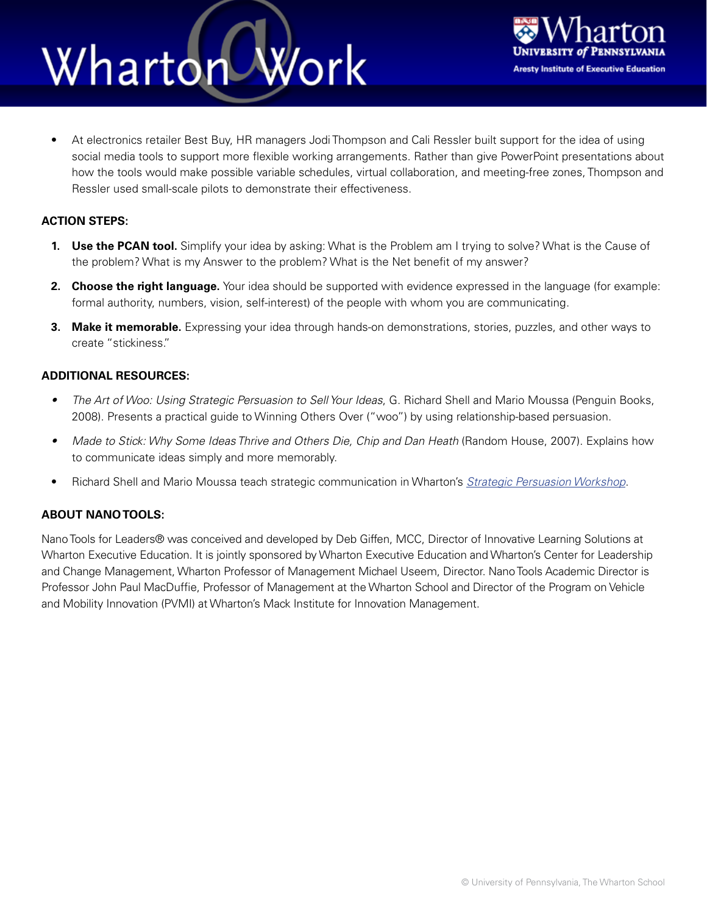- At electronics retailer Best Buy, HR managers Jodi Thompson and Cali Ressler built support for the idea of using social media tools to support more flexible working arrangements. Rather than give PowerPoint presentations about how the tools would make possible variable schedules, virtual collaboration, and meeting-free zones, Thompson and Ressler used small-scale pilots to demonstrate their effectiveness.

**ACTION STEPS:**

1. **Use the PCAN tool.** Simplify your idea by asking: What is the Problem am I trying to solve? What is the Cause of the problem? What is my Answer to the problem? What is the Net benefit of my answer?
2. **Choose the right language.** Your idea should be supported with evidence expressed in the language (for example: formal authority, numbers, vision, self-interest) of the people with whom you are communicating.
3. **Make it memorable.** Expressing your idea through hands-on demonstrations, stories, puzzles, and other ways to create "stickiness."

**ADDITIONAL RESOURCES:**

- *The Art of Woo: Using Strategic Persuasion to Sell Your Ideas*, G. Richard Shell and Mario Moussa (Penguin Books, 2008). Presents a practical guide to Winning Others Over ("woo") by using relationship-based persuasion.
- *Made to Stick: Why Some Ideas Thrive and Others Die, Chip and Dan Heath* (Random House, 2007). Explains how to communicate ideas simply and more memorably.
- Richard Shell and Mario Moussa teach strategic communication in Wharton's *Strategic Persuasion Workshop*.

**ABOUT NANO TOOLS:**

Nano Tools for Leaders® was conceived and developed by Deb Giffen, MCC, Director of Innovative Learning Solutions at Wharton Executive Education. It is jointly sponsored by Wharton Executive Education and Wharton's Center for Leadership and Change Management, Wharton Professor of Management Michael Useem, Director. Nano Tools Academic Director is Professor John Paul MacDuffie, Professor of Management at the Wharton School and Director of the Program on Vehicle and Mobility Innovation (PVMI) at Wharton's Mack Institute for Innovation Management.